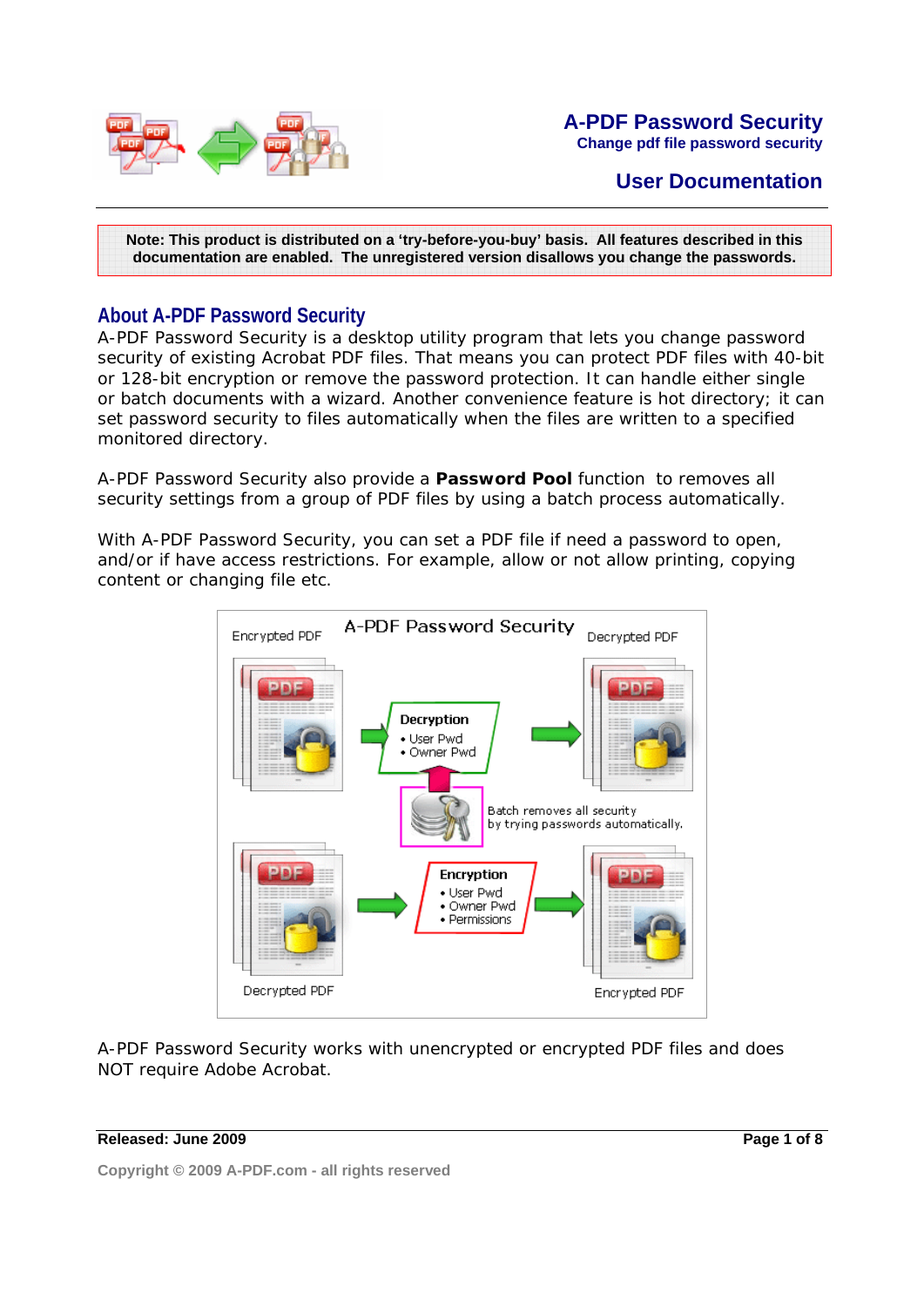# A-PDF Password Security

**Change pdf file password security**

## User Documentation

**Note: This product is distributed on a 'try-before-you-buy' basis. All features described in this documentation are enabled. The unregistered version disallows you change the passwords.**

## About A-PDF Password Security

A-PDF Password Security is a desktop utility program that lets you change password security of existing Acrobat PDF files. That means you can protect PDF files with 40-bit or 128-bit encryption or remove the password protection. It can handle either single or batch documents with a wizard. Another convenience feature is hot directory; it can set password security to files automatically when the files are written to a specified monitored directory.

A-PDF Password Security also provide a **Password Pool** function to removes all security settings from a group of PDF files by using a batch process automatically.

With A-PDF Password Security, you can set a PDF file if need a password to open, and/or if have access restrictions. For example, allow or not allow printing, copying content or changing file etc.

A-PDF Password Security works with unencrypted or encrypted PDF files and does NOT require Adobe Acrobat.

**Released: June 2009**

Copyright © 2009 A-PDF.com - all rights reserved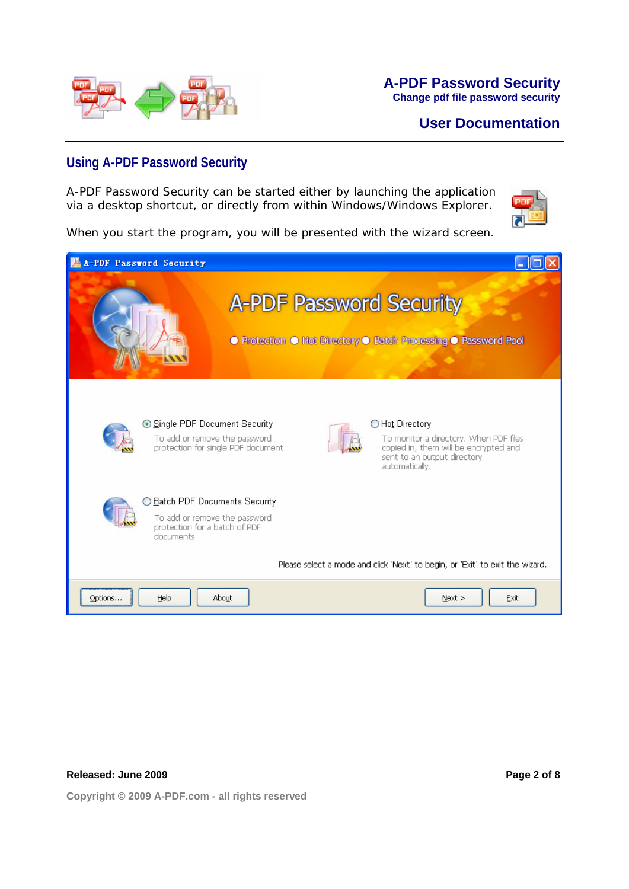## Using A-PDF Password Security

A-PDF Password Security can be started either by launching the application via a desktop shortcut, or directly from within Windows/Windows Explorer.

When you start the program, you will be presented with the wizard screen.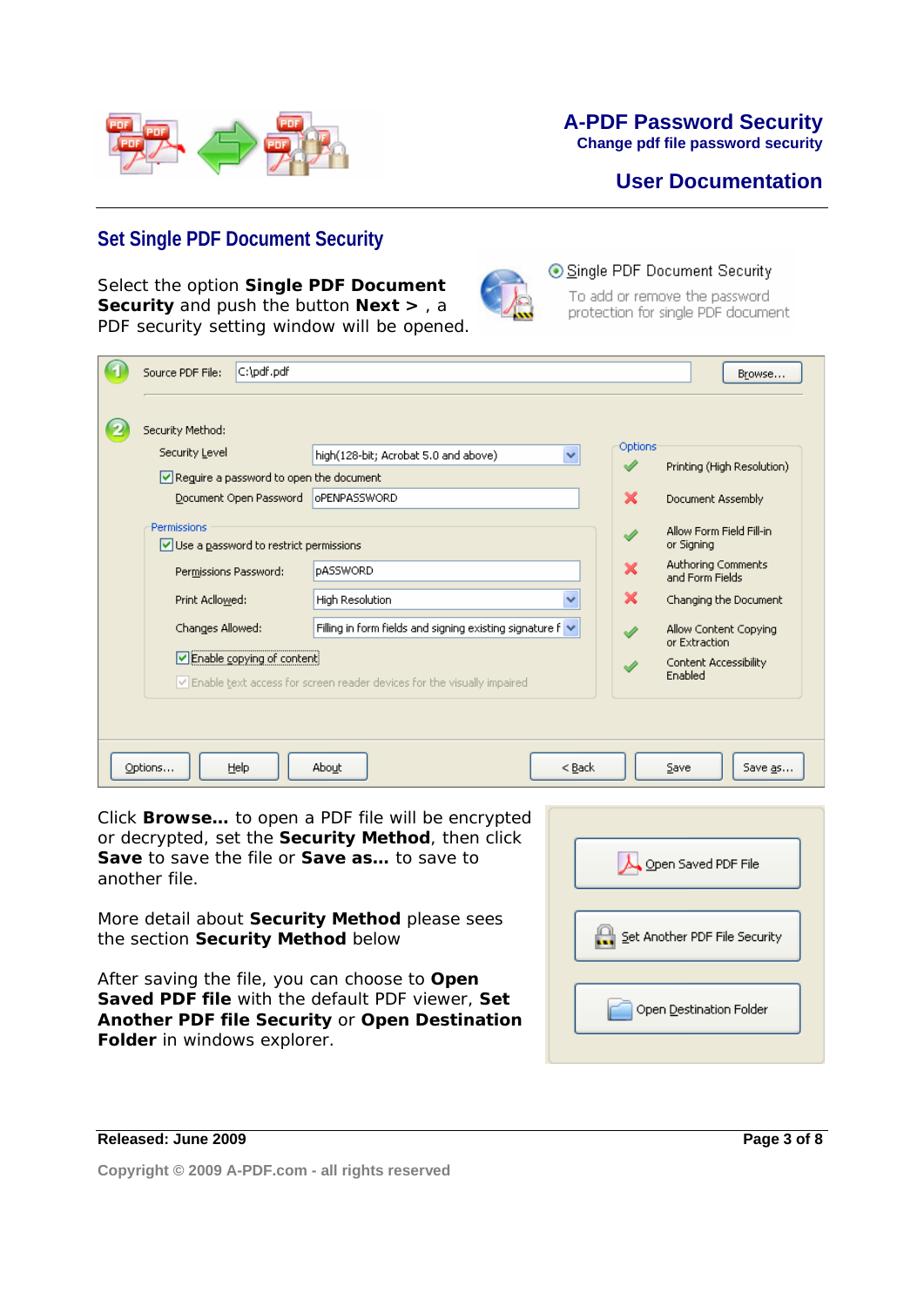## Set Single PDF Document Security

Select the option **Single PDF Document Security** and push the button **Next >** , a PDF security setting window will be opened.

Click **Browse...** to open a PDF file will be encrypted or decrypted, set the **Security Method**, then click **Save** to save the file or **Save as...** to save to another file.

More detail about **Security Method** please sees the section **Security Method** below

After saving the file, you can choose to **Open Saved PDF file** with the default PDF viewer, **Set Another PDF file Security** or **Open Destination Folder** in windows explorer.

Copyright © 2009 A-PDF.com - all rights reserved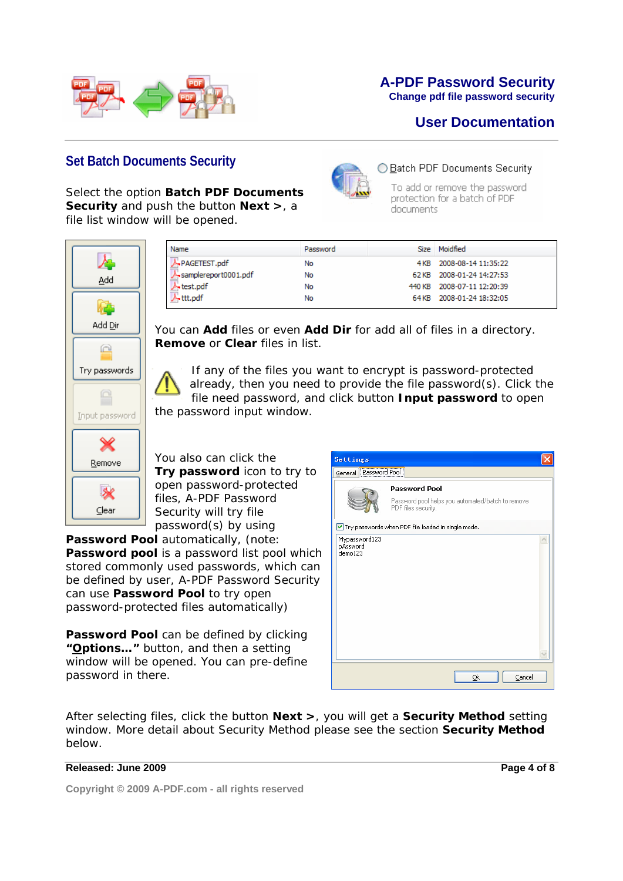## Set Batch Documents Security

Select the option **Batch PDF Documents Security** and push the button **Next >**, a file list window will be opened.

Batch PDF Documents Security

To add or remove the password protection for a batch of PDF documents

| Name | Password | Size | Moidfied |
|---|---|---|---|
| PAGETEST.pdf | No | 4 KB | 2008-08-14 11:35:22 |
| samplereport0001.pdf | No | 62 KB | 2008-01-24 14:27:53 |
| test.pdf | No | 440 KB | 2008-07-11 12:20:39 |
| ttt.pdf | No | 64 KB | 2008-01-24 18:32:05 |

Add | Add Dir | Try passwords | Input password | Remove | Clear

You can **Add** files or even **Add Dir** for add all of files in a directory. **Remove** or **Clear** files in list.

If any of the files you want to encrypt is password-protected already, then you need to provide the file password(s). Click the file need password, and click button **Input password** to open the password input window.

You also can click the **Try password** icon to try to open password-protected files, A-PDF Password Security will try file password(s) by using **Password Pool** automatically, (note: **Password pool** is a password list pool which stored commonly used passwords, which can be defined by user, A-PDF Password Security can use **Password Pool** to try open password-protected files automatically)

**Password Pool** can be defined by clicking **"Options…"** button, and then a setting window will be opened. You can pre-define password in there.

Settings

General | Password Pool

Password Pool

Password pool helps you automated/batch to remove PDF files security.

Try passwords when PDF file loaded in single mode.

Mypassword123
pAssword
demo123

Ok | Cancel

After selecting files, click the button **Next >**, you will get a **Security Method** setting window. More detail about Security Method please see the section **Security Method** below.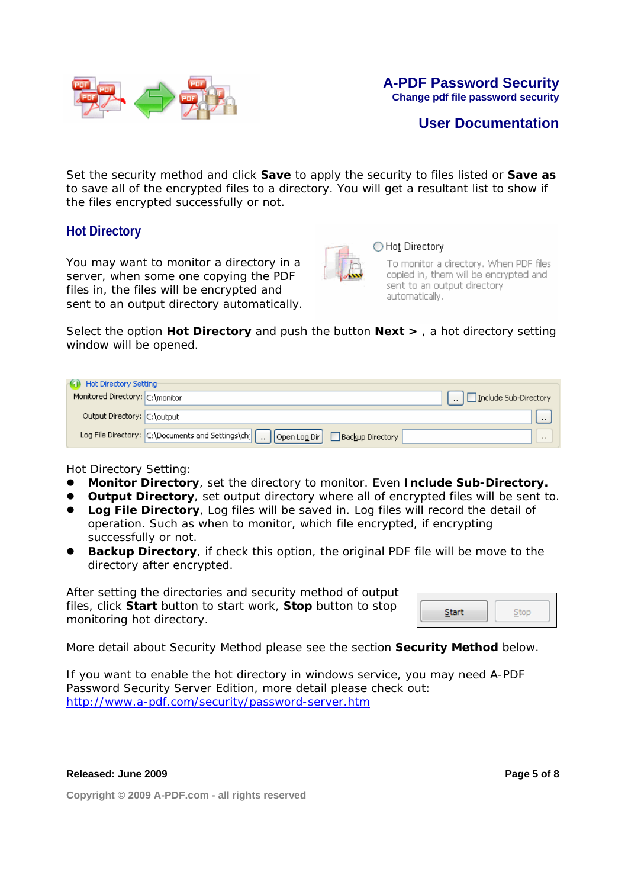Set the security method and click **Save** to apply the security to files listed or **Save as** to save all of the encrypted files to a directory. You will get a resultant list to show if the files encrypted successfully or not.

## Hot Directory

You may want to monitor a directory in a server, when some one copying the PDF files in, the files will be encrypted and sent to an output directory automatically.

Select the option **Hot Directory** and push the button **Next >** , a hot directory setting window will be opened.

Hot Directory Setting:

- **Monitor Directory**, set the directory to monitor. Even **Include Sub-Directory.**
- **Output Directory**, set output directory where all of encrypted files will be sent to.
- **Log File Directory**, Log files will be saved in. Log files will record the detail of operation. Such as when to monitor, which file encrypted, if encrypting successfully or not.
- **Backup Directory**, if check this option, the original PDF file will be move to the directory after encrypted.

After setting the directories and security method of output files, click **Start** button to start work, **Stop** button to stop monitoring hot directory.

More detail about Security Method please see the section **Security Method** below.

If you want to enable the hot directory in windows service, you may need A-PDF Password Security Server Edition, more detail please check out: http://www.a-pdf.com/security/password-server.htm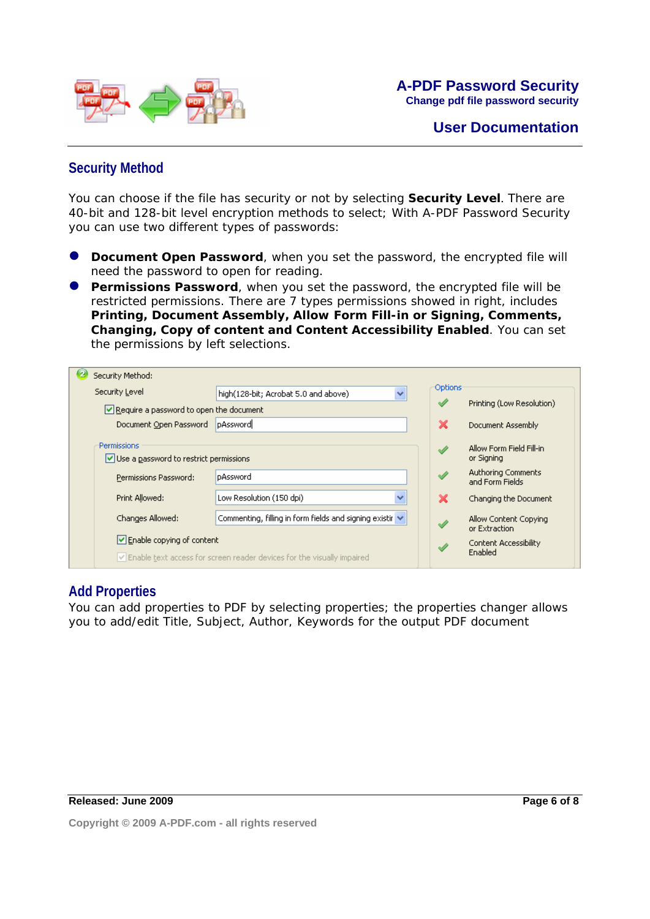## Security Method

You can choose if the file has security or not by selecting **Security Level**. There are 40-bit and 128-bit level encryption methods to select; With A-PDF Password Security you can use two different types of passwords:

- **Document Open Password**, when you set the password, the encrypted file will need the password to open for reading.
- **Permissions Password**, when you set the password, the encrypted file will be restricted permissions. There are 7 types permissions showed in right, includes **Printing, Document Assembly, Allow Form Fill-in or Signing, Comments, Changing, Copy of content and Content Accessibility Enabled**. You can set the permissions by left selections.

## Add Properties

You can add properties to PDF by selecting properties; the properties changer allows you to add/edit Title, Subject, Author, Keywords for the output PDF document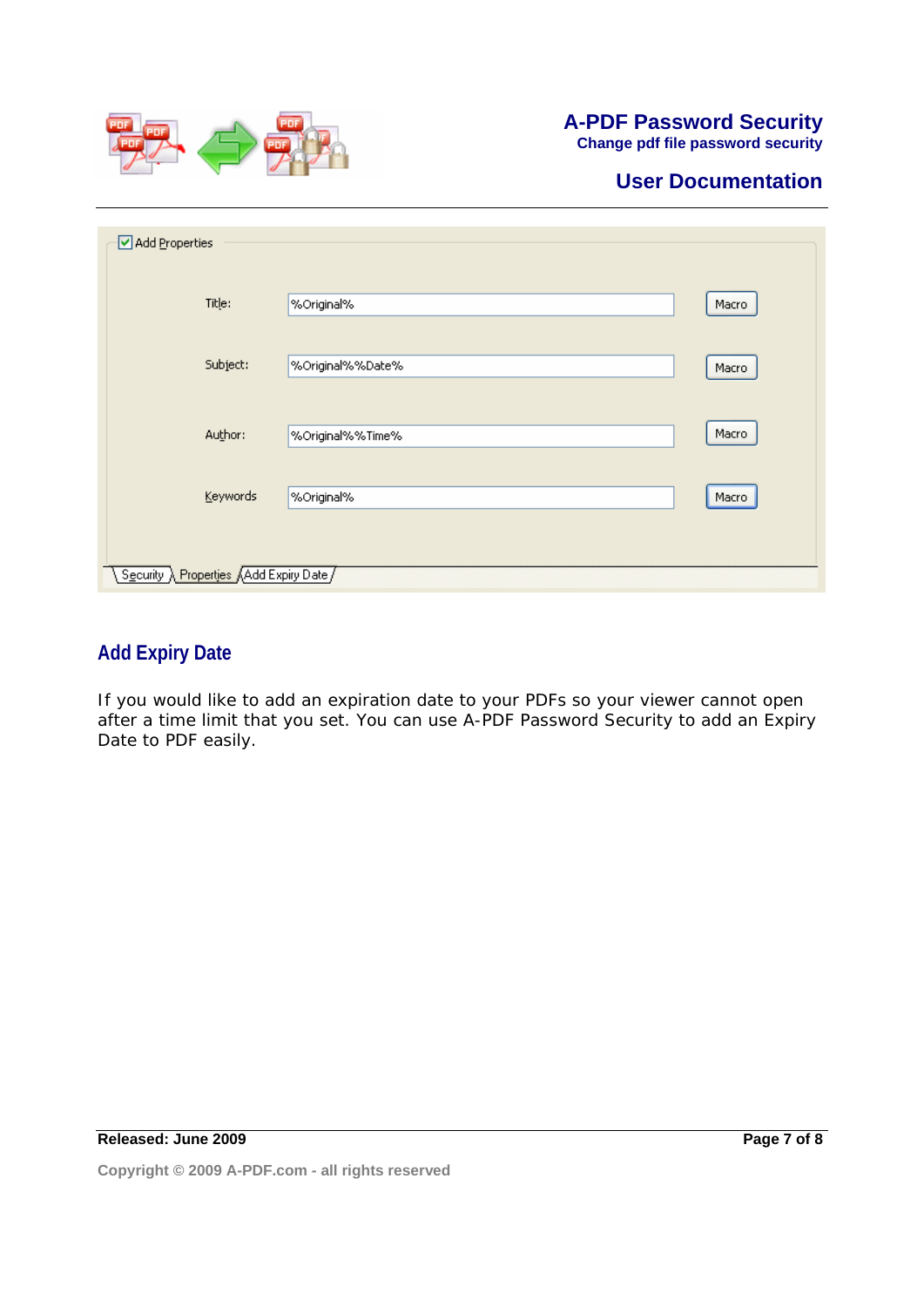☑ Add Properties

| | | |
|---|---|---|
| Title: | %Original% | Macro |
| Subject: | %Original%%Date% | Macro |
| Author: | %Original%%Time% | Macro |
| Keywords | %Original% | Macro |

Security | Properties | Add Expiry Date

## Add Expiry Date

If you would like to add an expiration date to your PDFs so your viewer cannot open after a time limit that you set. You can use A-PDF Password Security to add an Expiry Date to PDF easily.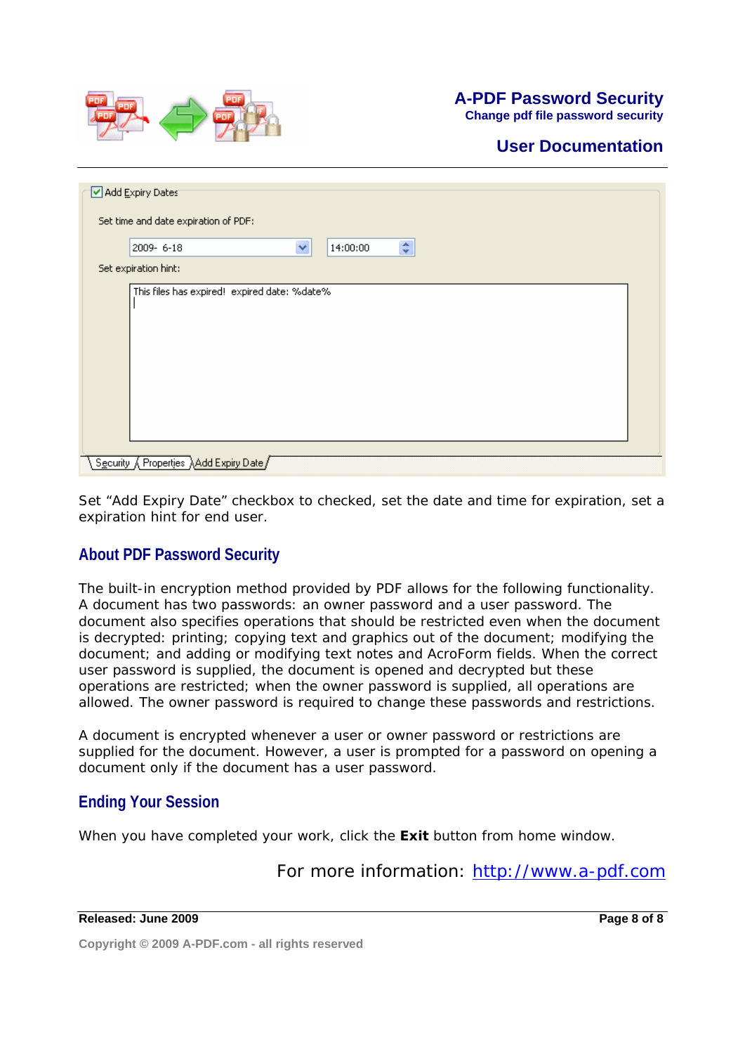Set "Add Expiry Date" checkbox to checked, set the date and time for expiration, set a expiration hint for end user.

## About PDF Password Security

The built-in encryption method provided by PDF allows for the following functionality. A document has two passwords: an owner password and a user password. The document also specifies operations that should be restricted even when the document is decrypted: printing; copying text and graphics out of the document; modifying the document; and adding or modifying text notes and AcroForm fields. When the correct user password is supplied, the document is opened and decrypted but these operations are restricted; when the owner password is supplied, all operations are allowed. The owner password is required to change these passwords and restrictions.

A document is encrypted whenever a user or owner password or restrictions are supplied for the document. However, a user is prompted for a password on opening a document only if the document has a user password.

## Ending Your Session

When you have completed your work, click the **Exit** button from home window.

For more information: http://www.a-pdf.com

**Released: June 2009**

Copyright © 2009 A-PDF.com - all rights reserved